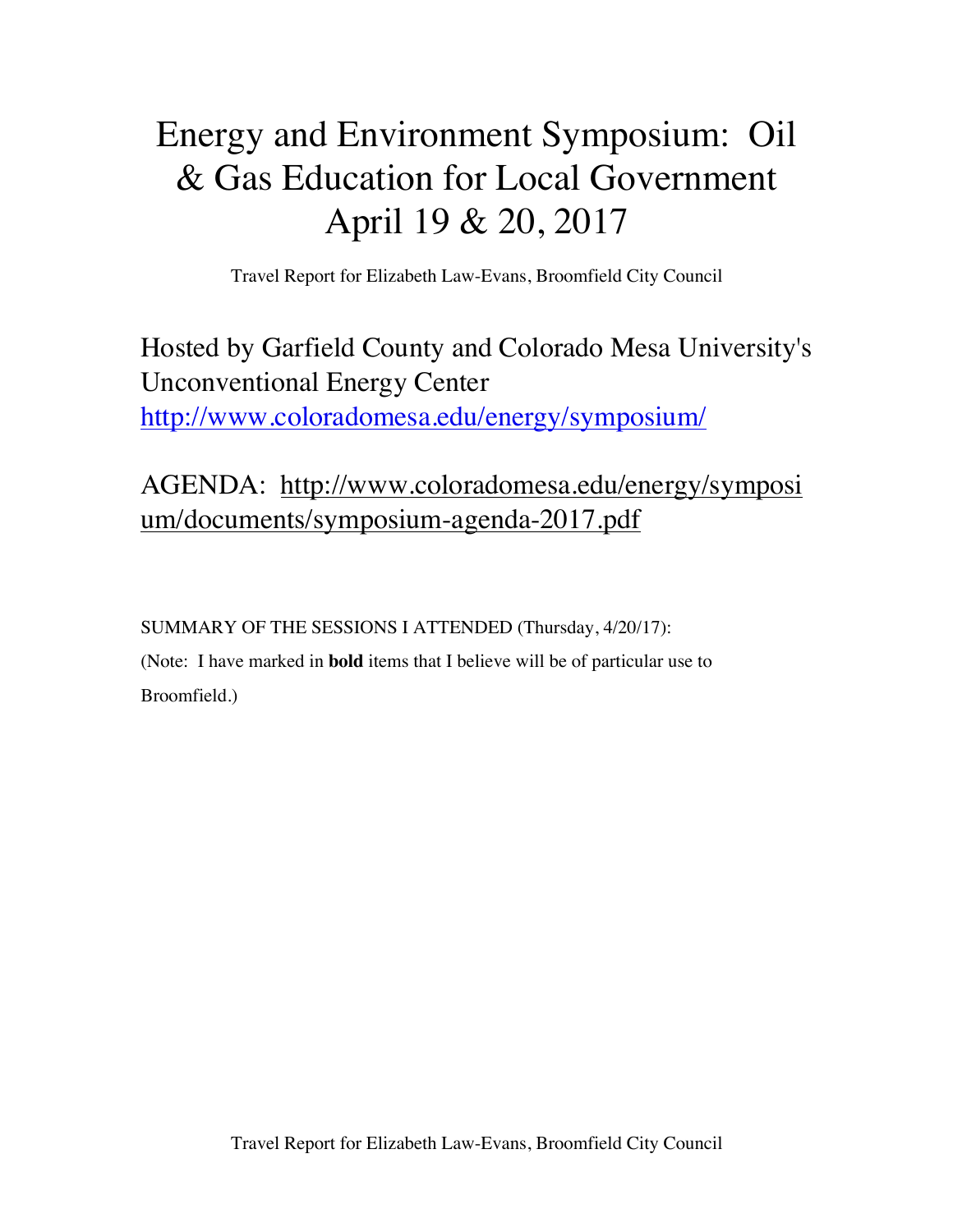# Energy and Environment Symposium: Oil & Gas Education for Local Government April 19 & 20, 2017

Travel Report for Elizabeth Law-Evans, Broomfield City Council

Hosted by Garfield County and Colorado Mesa University's Unconventional Energy Center
http://www.coloradomesa.edu/energy/symposium/

AGENDA: http://www.coloradomesa.edu/energy/symposium/documents/symposium-agenda-2017.pdf

SUMMARY OF THE SESSIONS I ATTENDED (Thursday, 4/20/17):

(Note: I have marked in **bold** items that I believe will be of particular use to Broomfield.)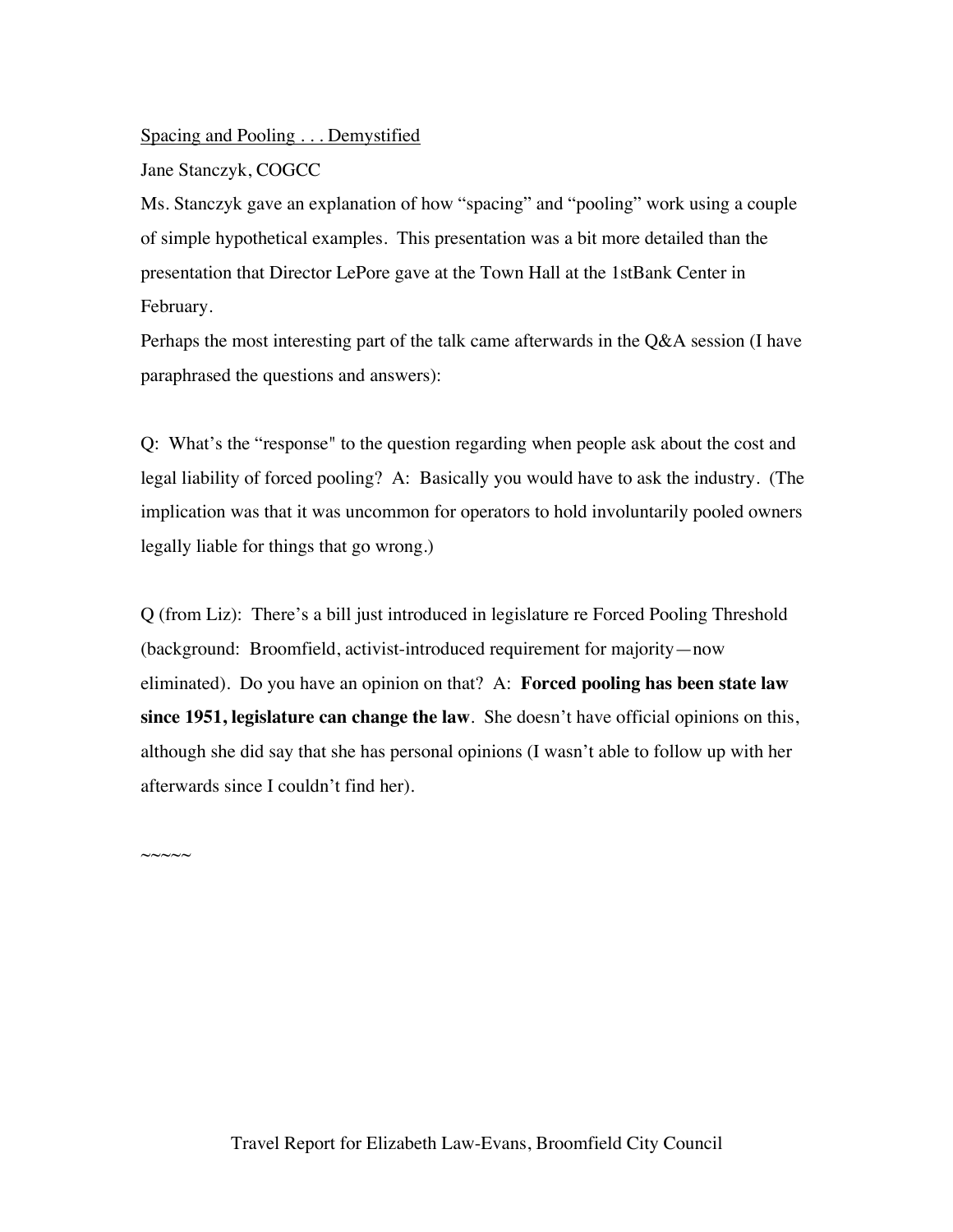<u>Spacing and Pooling . . . Demystified</u>

Jane Stanczyk, COGCC

Ms. Stanczyk gave an explanation of how "spacing" and "pooling" work using a couple of simple hypothetical examples. This presentation was a bit more detailed than the presentation that Director LePore gave at the Town Hall at the 1stBank Center in February.

Perhaps the most interesting part of the talk came afterwards in the Q&A session (I have paraphrased the questions and answers):

Q: What's the "response" to the question regarding when people ask about the cost and legal liability of forced pooling? A: Basically you would have to ask the industry. (The implication was that it was uncommon for operators to hold involuntarily pooled owners legally liable for things that go wrong.)

Q (from Liz): There's a bill just introduced in legislature re Forced Pooling Threshold (background: Broomfield, activist-introduced requirement for majority—now eliminated). Do you have an opinion on that? A: **Forced pooling has been state law since 1951, legislature can change the law**. She doesn't have official opinions on this, although she did say that she has personal opinions (I wasn't able to follow up with her afterwards since I couldn't find her).

~~~~~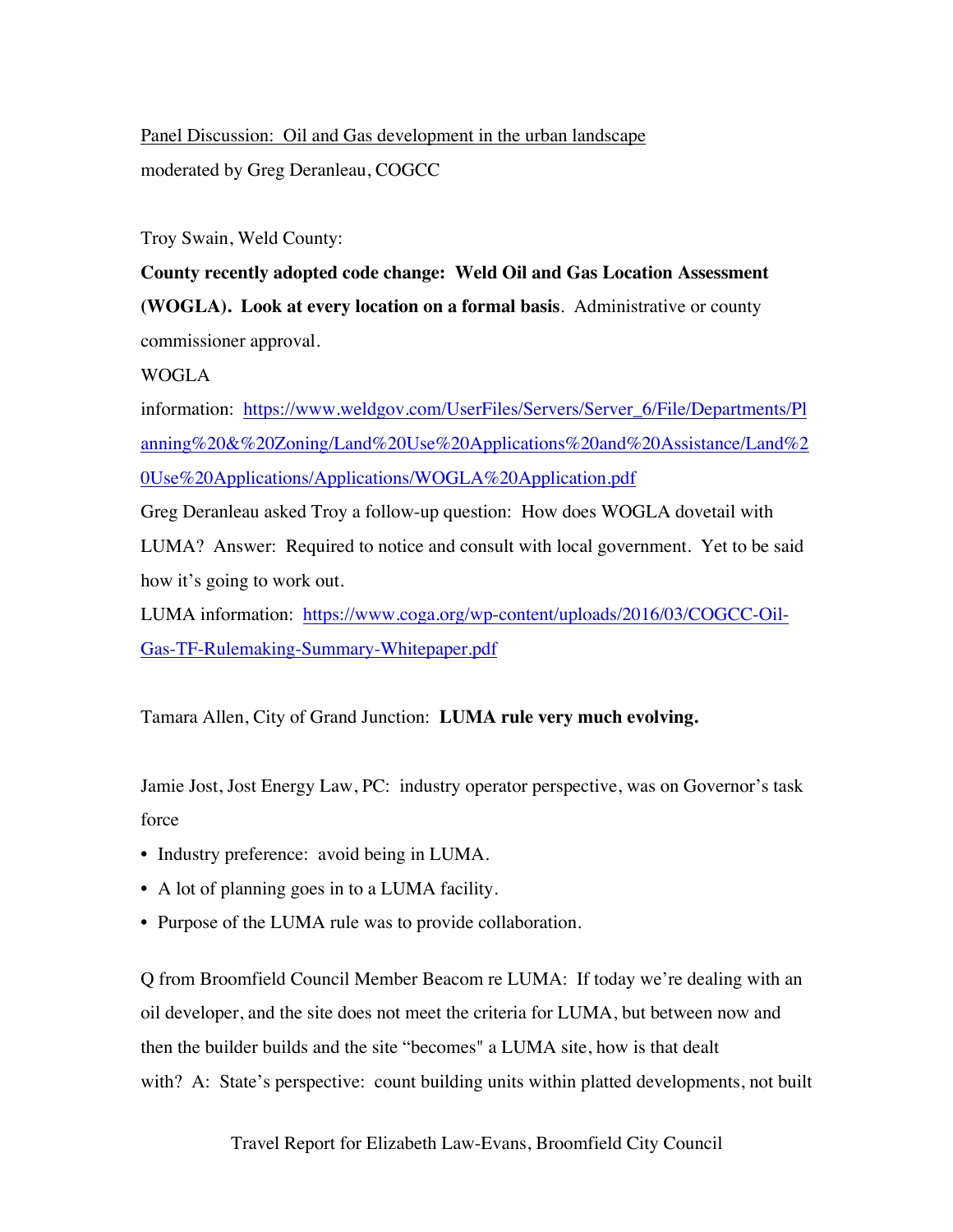<u>Panel Discussion: Oil and Gas development in the urban landscape</u>

moderated by Greg Deranleau, COGCC

Troy Swain, Weld County:

**County recently adopted code change: Weld Oil and Gas Location Assessment (WOGLA). Look at every location on a formal basis**. Administrative or county commissioner approval.

WOGLA information: [https://www.weldgov.com/UserFiles/Servers/Server_6/File/Departments/Planning%20&%20Zoning/Land%20Use%20Applications%20and%20Assistance/Land%20Use%20Applications/Applications/WOGLA%20Application.pdf](https://www.weldgov.com/UserFiles/Servers/Server_6/File/Departments/Planning%20&%20Zoning/Land%20Use%20Applications%20and%20Assistance/Land%20Use%20Applications/Applications/WOGLA%20Application.pdf)

Greg Deranleau asked Troy a follow-up question: How does WOGLA dovetail with LUMA? Answer: Required to notice and consult with local government. Yet to be said how it's going to work out.

LUMA information: [https://www.coga.org/wp-content/uploads/2016/03/COGCC-Oil-Gas-TF-Rulemaking-Summary-Whitepaper.pdf](https://www.coga.org/wp-content/uploads/2016/03/COGCC-Oil-Gas-TF-Rulemaking-Summary-Whitepaper.pdf)

Tamara Allen, City of Grand Junction: **LUMA rule very much evolving.**

Jamie Jost, Jost Energy Law, PC: industry operator perspective, was on Governor's task force

- Industry preference: avoid being in LUMA.
- A lot of planning goes in to a LUMA facility.
- Purpose of the LUMA rule was to provide collaboration.

Q from Broomfield Council Member Beacom re LUMA: If today we're dealing with an oil developer, and the site does not meet the criteria for LUMA, but between now and then the builder builds and the site "becomes" a LUMA site, how is that dealt with? A: State's perspective: count building units within platted developments, not built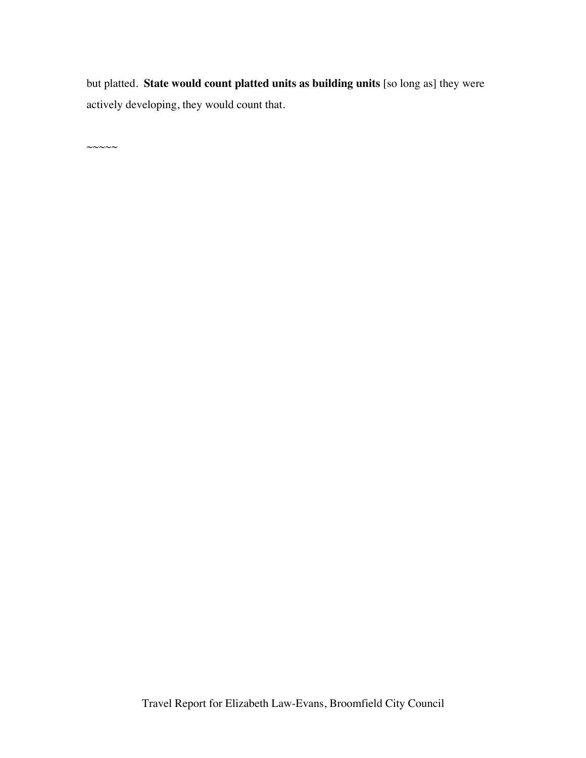but platted. **State would count platted units as building units** [so long as] they were actively developing, they would count that.

~~~~~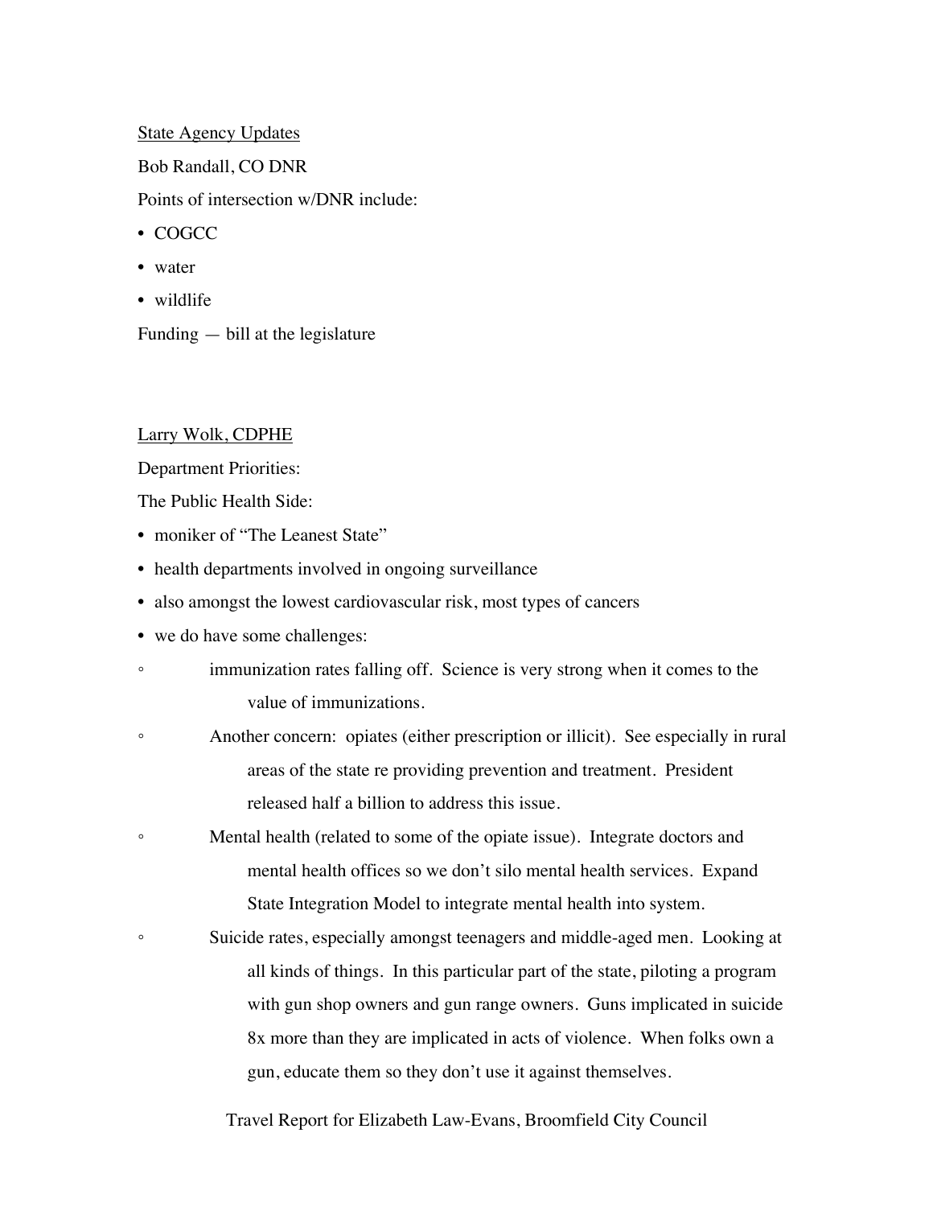<u>State Agency Updates</u>

Bob Randall, CO DNR

Points of intersection w/DNR include:

- COGCC
- water
- wildlife

Funding — bill at the legislature

<u>Larry Wolk, CDPHE</u>

Department Priorities:

The Public Health Side:

- moniker of "The Leanest State"
- health departments involved in ongoing surveillance
- also amongst the lowest cardiovascular risk, most types of cancers
- we do have some challenges:
  - immunization rates falling off. Science is very strong when it comes to the value of immunizations.
  - Another concern: opiates (either prescription or illicit). See especially in rural areas of the state re providing prevention and treatment. President released half a billion to address this issue.
  - Mental health (related to some of the opiate issue). Integrate doctors and mental health offices so we don't silo mental health services. Expand State Integration Model to integrate mental health into system.
  - Suicide rates, especially amongst teenagers and middle-aged men. Looking at all kinds of things. In this particular part of the state, piloting a program with gun shop owners and gun range owners. Guns implicated in suicide 8x more than they are implicated in acts of violence. When folks own a gun, educate them so they don't use it against themselves.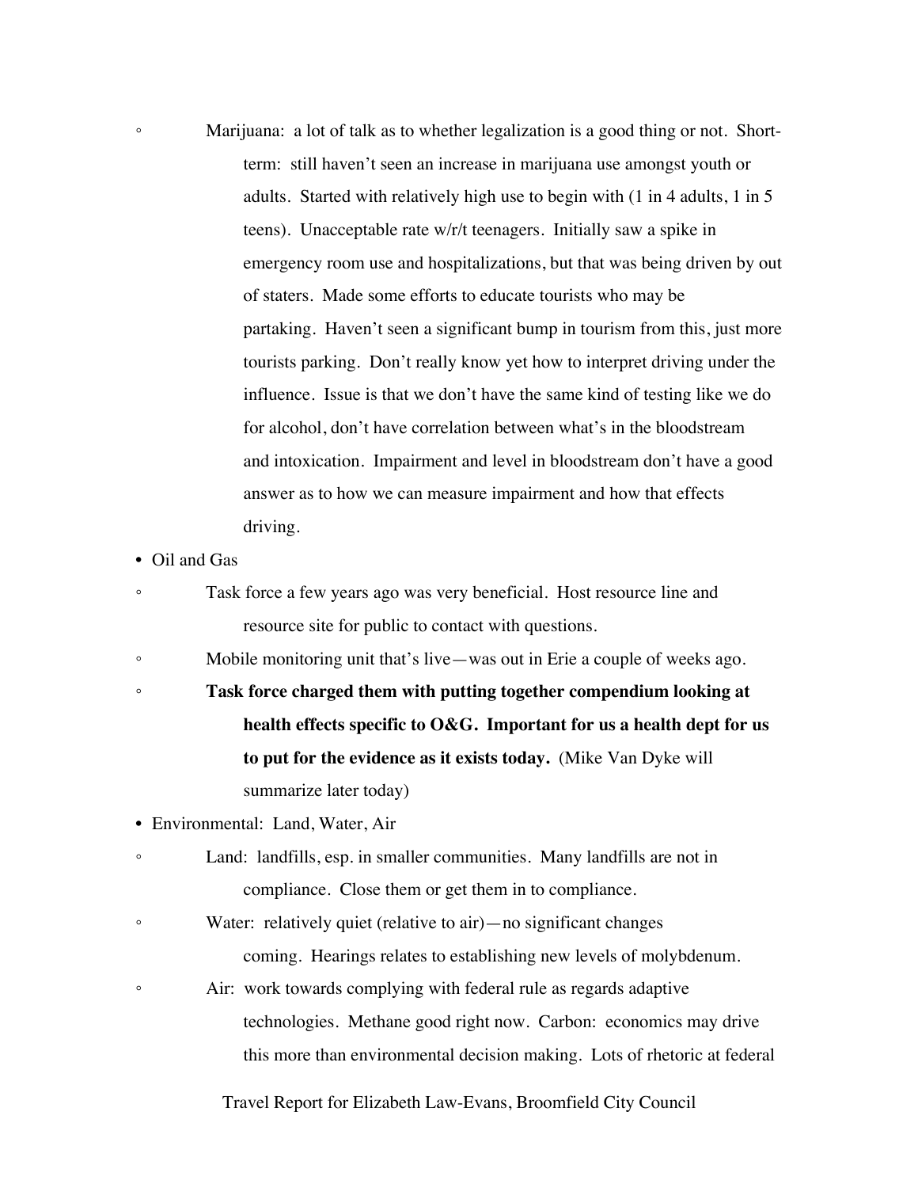- Marijuana: a lot of talk as to whether legalization is a good thing or not. Short-term: still haven't seen an increase in marijuana use amongst youth or adults. Started with relatively high use to begin with (1 in 4 adults, 1 in 5 teens). Unacceptable rate w/r/t teenagers. Initially saw a spike in emergency room use and hospitalizations, but that was being driven by out of staters. Made some efforts to educate tourists who may be partaking. Haven't seen a significant bump in tourism from this, just more tourists parking. Don't really know yet how to interpret driving under the influence. Issue is that we don't have the same kind of testing like we do for alcohol, don't have correlation between what's in the bloodstream and intoxication. Impairment and level in bloodstream don't have a good answer as to how we can measure impairment and how that effects driving.

- Oil and Gas
  - Task force a few years ago was very beneficial. Host resource line and resource site for public to contact with questions.
  - Mobile monitoring unit that's live—was out in Erie a couple of weeks ago.
  - **Task force charged them with putting together compendium looking at health effects specific to O&G. Important for us a health dept for us to put for the evidence as it exists today.** (Mike Van Dyke will summarize later today)
- Environmental: Land, Water, Air
  - Land: landfills, esp. in smaller communities. Many landfills are not in compliance. Close them or get them in to compliance.
  - Water: relatively quiet (relative to air)—no significant changes coming. Hearings relates to establishing new levels of molybdenum.
  - Air: work towards complying with federal rule as regards adaptive technologies. Methane good right now. Carbon: economics may drive this more than environmental decision making. Lots of rhetoric at federal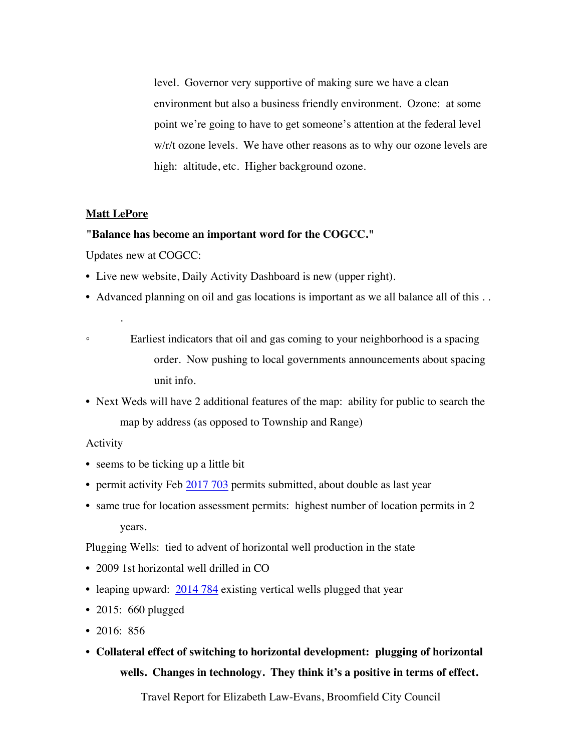level. Governor very supportive of making sure we have a clean environment but also a business friendly environment. Ozone: at some point we're going to have to get someone's attention at the federal level w/r/t ozone levels. We have other reasons as to why our ozone levels are high: altitude, etc. Higher background ozone.

**Matt LePore**

**"Balance has become an important word for the COGCC."**

Updates new at COGCC:

- Live new website, Daily Activity Dashboard is new (upper right).
- Advanced planning on oil and gas locations is important as we all balance all of this . . .
    - Earliest indicators that oil and gas coming to your neighborhood is a spacing order. Now pushing to local governments announcements about spacing unit info.
- Next Weds will have 2 additional features of the map: ability for public to search the map by address (as opposed to Township and Range)

Activity

- seems to be ticking up a little bit
- permit activity Feb 2017 703 permits submitted, about double as last year
- same true for location assessment permits: highest number of location permits in 2 years.

Plugging Wells: tied to advent of horizontal well production in the state

- 2009 1st horizontal well drilled in CO
- leaping upward: 2014 784 existing vertical wells plugged that year
- 2015: 660 plugged
- 2016: 856
- **Collateral effect of switching to horizontal development: plugging of horizontal wells. Changes in technology. They think it's a positive in terms of effect.**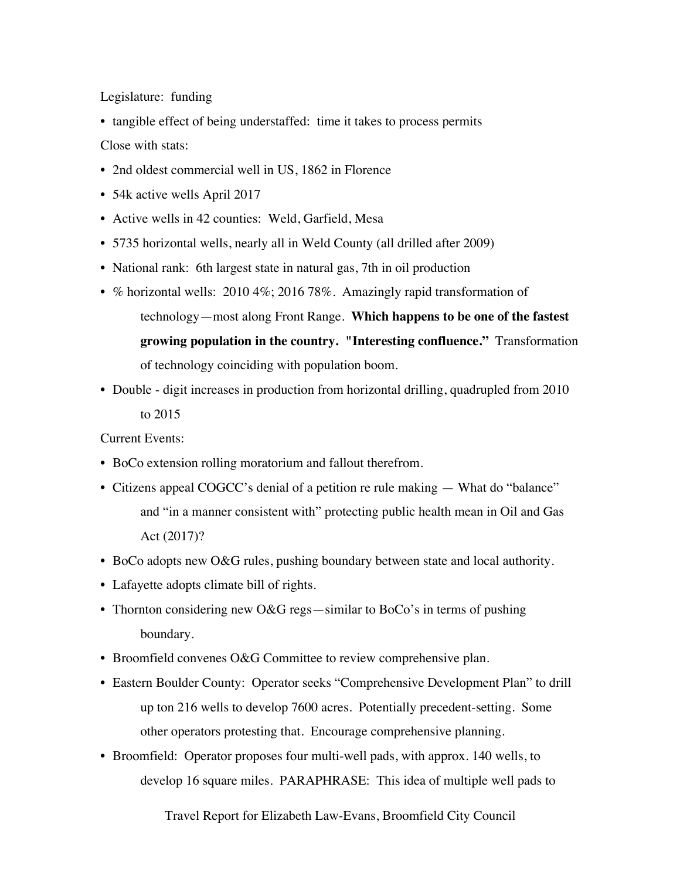Legislature: funding

- tangible effect of being understaffed: time it takes to process permits

Close with stats:

- 2nd oldest commercial well in US, 1862 in Florence
- 54k active wells April 2017
- Active wells in 42 counties: Weld, Garfield, Mesa
- 5735 horizontal wells, nearly all in Weld County (all drilled after 2009)
- National rank: 6th largest state in natural gas, 7th in oil production
- % horizontal wells: 2010 4%; 2016 78%. Amazingly rapid transformation of technology—most along Front Range. **Which happens to be one of the fastest growing population in the country. "Interesting confluence."** Transformation of technology coinciding with population boom.
- Double - digit increases in production from horizontal drilling, quadrupled from 2010 to 2015

Current Events:

- BoCo extension rolling moratorium and fallout therefrom.
- Citizens appeal COGCC's denial of a petition re rule making — What do "balance" and "in a manner consistent with" protecting public health mean in Oil and Gas Act (2017)?
- BoCo adopts new O&G rules, pushing boundary between state and local authority.
- Lafayette adopts climate bill of rights.
- Thornton considering new O&G regs—similar to BoCo's in terms of pushing boundary.
- Broomfield convenes O&G Committee to review comprehensive plan.
- Eastern Boulder County: Operator seeks "Comprehensive Development Plan" to drill up ton 216 wells to develop 7600 acres. Potentially precedent-setting. Some other operators protesting that. Encourage comprehensive planning.
- Broomfield: Operator proposes four multi-well pads, with approx. 140 wells, to develop 16 square miles. PARAPHRASE: This idea of multiple well pads to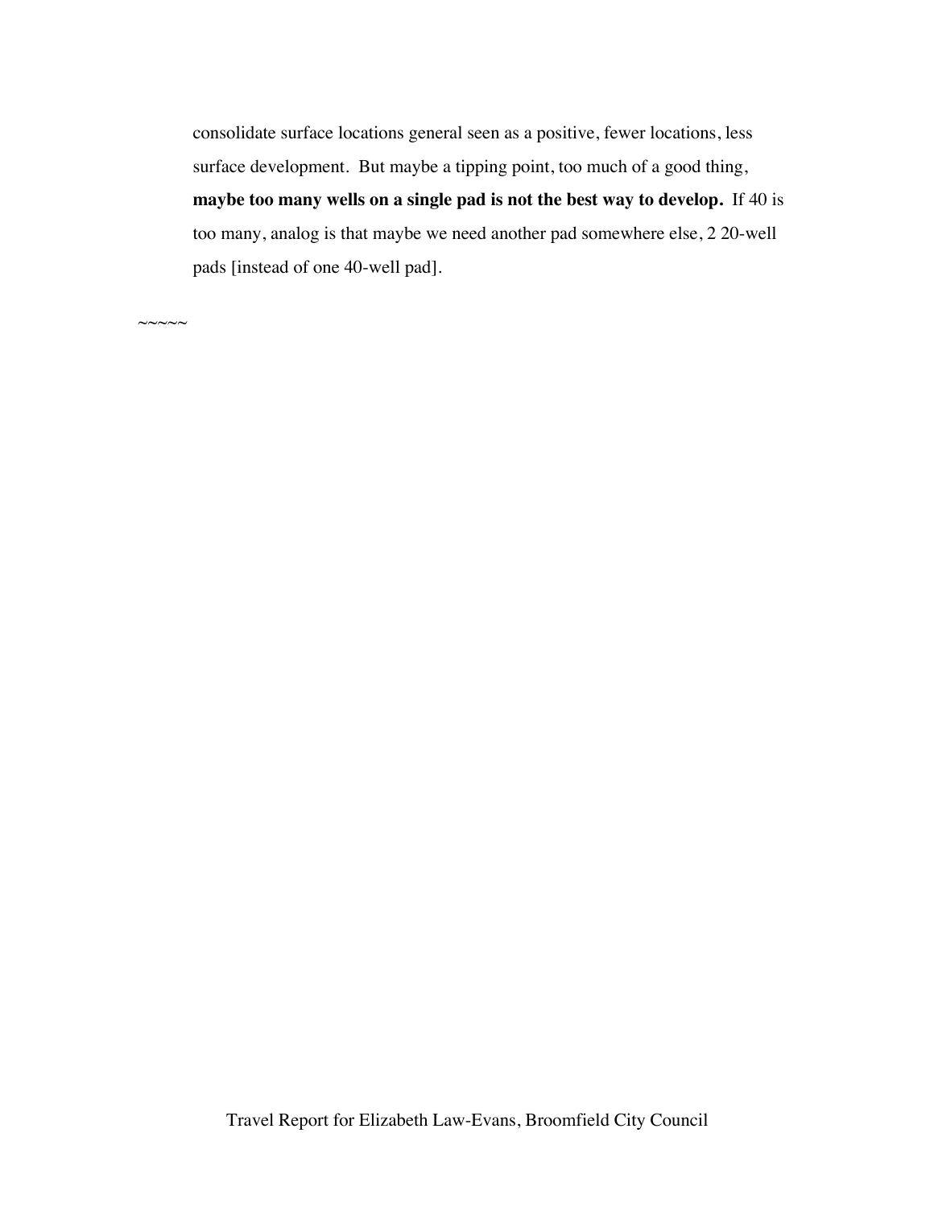consolidate surface locations general seen as a positive, fewer locations, less surface development. But maybe a tipping point, too much of a good thing, **maybe too many wells on a single pad is not the best way to develop.** If 40 is too many, analog is that maybe we need another pad somewhere else, 2 20-well pads [instead of one 40-well pad].

~~~~~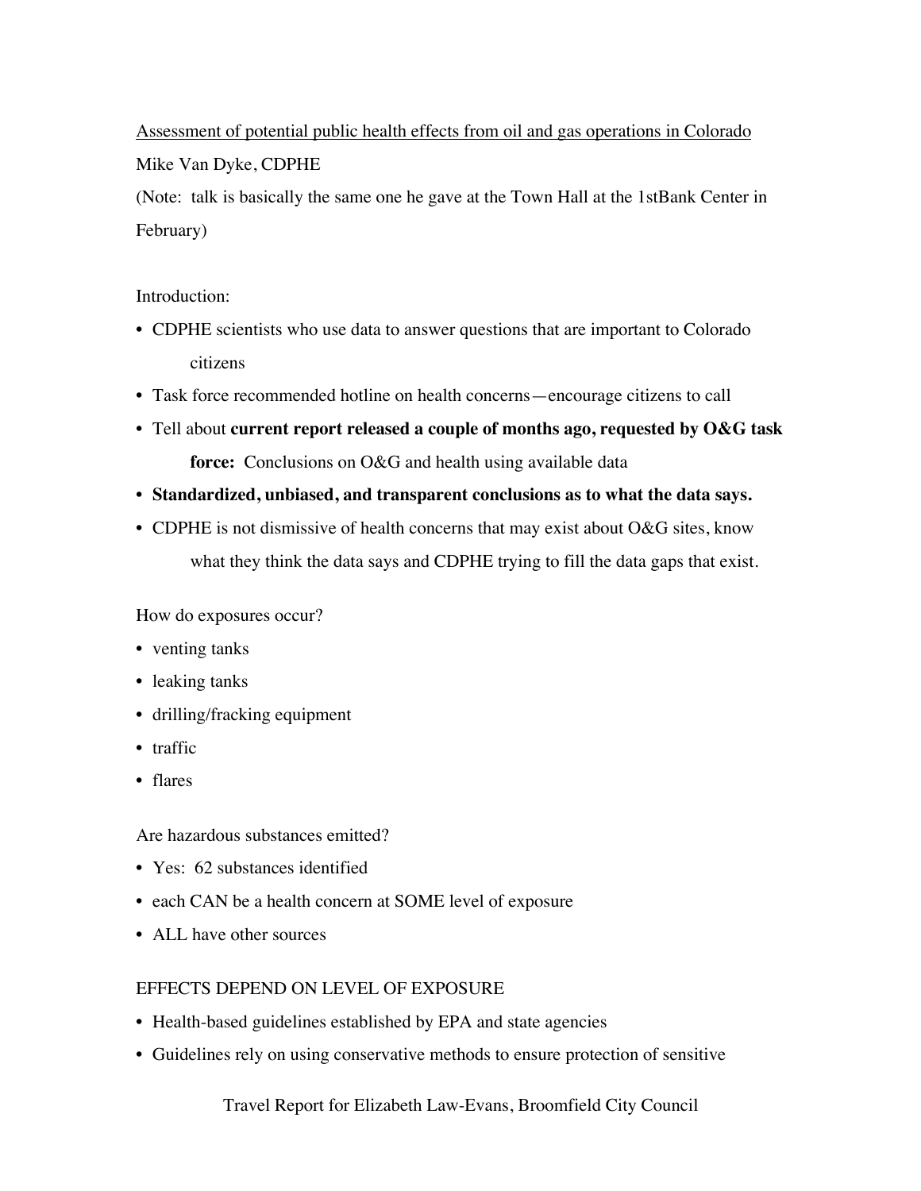Assessment of potential public health effects from oil and gas operations in Colorado

Mike Van Dyke, CDPHE

(Note: talk is basically the same one he gave at the Town Hall at the 1stBank Center in February)

Introduction:

- CDPHE scientists who use data to answer questions that are important to Colorado citizens
- Task force recommended hotline on health concerns—encourage citizens to call
- Tell about **current report released a couple of months ago, requested by O&G task force:** Conclusions on O&G and health using available data
- **Standardized, unbiased, and transparent conclusions as to what the data says.**
- CDPHE is not dismissive of health concerns that may exist about O&G sites, know what they think the data says and CDPHE trying to fill the data gaps that exist.

How do exposures occur?

- venting tanks
- leaking tanks
- drilling/fracking equipment
- traffic
- flares

Are hazardous substances emitted?

- Yes: 62 substances identified
- each CAN be a health concern at SOME level of exposure
- ALL have other sources

EFFECTS DEPEND ON LEVEL OF EXPOSURE

- Health-based guidelines established by EPA and state agencies
- Guidelines rely on using conservative methods to ensure protection of sensitive

Travel Report for Elizabeth Law-Evans, Broomfield City Council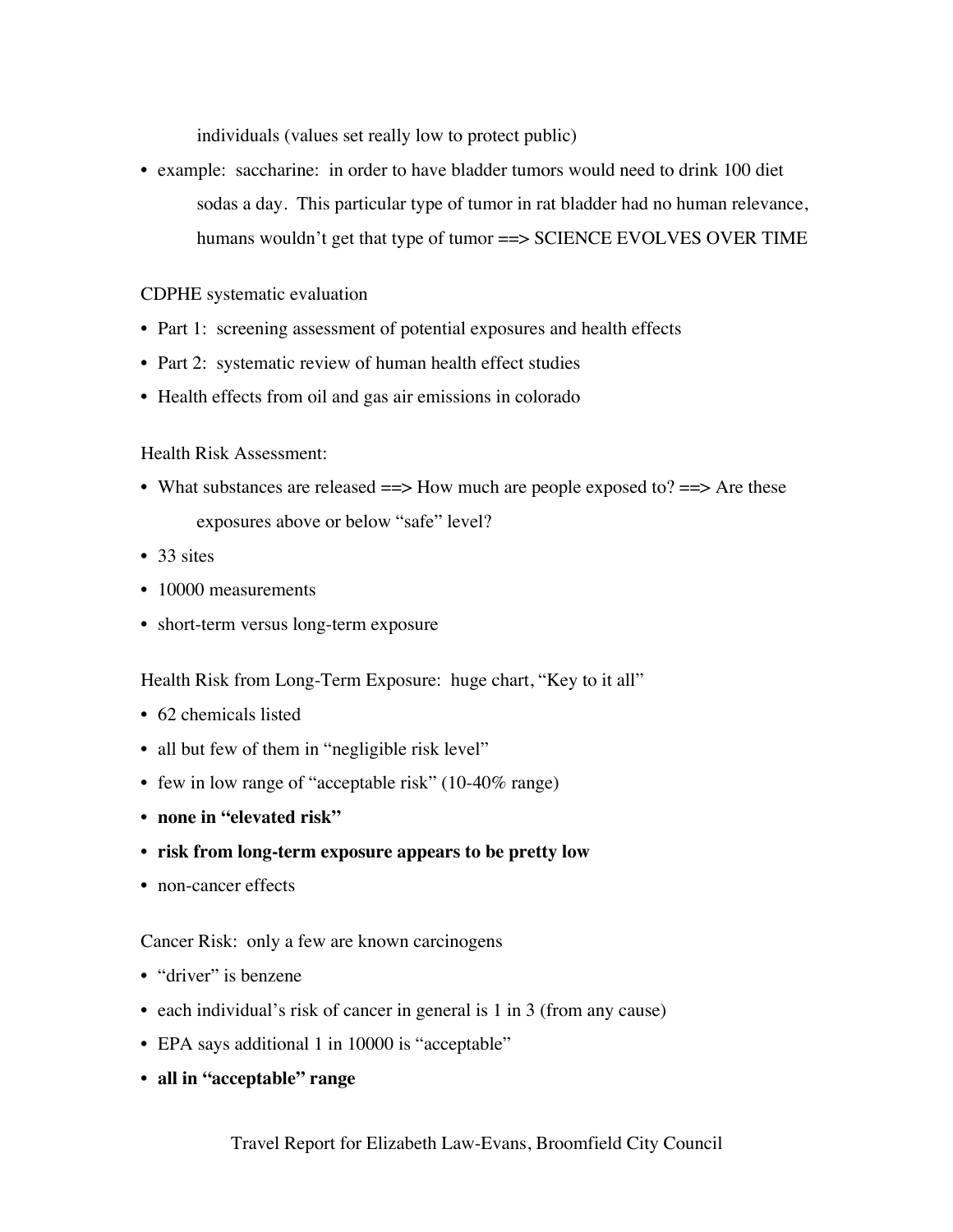individuals (values set really low to protect public)

- example: saccharine: in order to have bladder tumors would need to drink 100 diet sodas a day. This particular type of tumor in rat bladder had no human relevance, humans wouldn't get that type of tumor ==> SCIENCE EVOLVES OVER TIME

CDPHE systematic evaluation

- Part 1: screening assessment of potential exposures and health effects
- Part 2: systematic review of human health effect studies
- Health effects from oil and gas air emissions in colorado

Health Risk Assessment:

- What substances are released ==> How much are people exposed to? ==> Are these exposures above or below "safe" level?
- 33 sites
- 10000 measurements
- short-term versus long-term exposure

Health Risk from Long-Term Exposure: huge chart, "Key to it all"

- 62 chemicals listed
- all but few of them in "negligible risk level"
- few in low range of "acceptable risk" (10-40% range)
- **none in "elevated risk"**
- **risk from long-term exposure appears to be pretty low**
- non-cancer effects

Cancer Risk: only a few are known carcinogens

- "driver" is benzene
- each individual's risk of cancer in general is 1 in 3 (from any cause)
- EPA says additional 1 in 10000 is "acceptable"
- **all in "acceptable" range**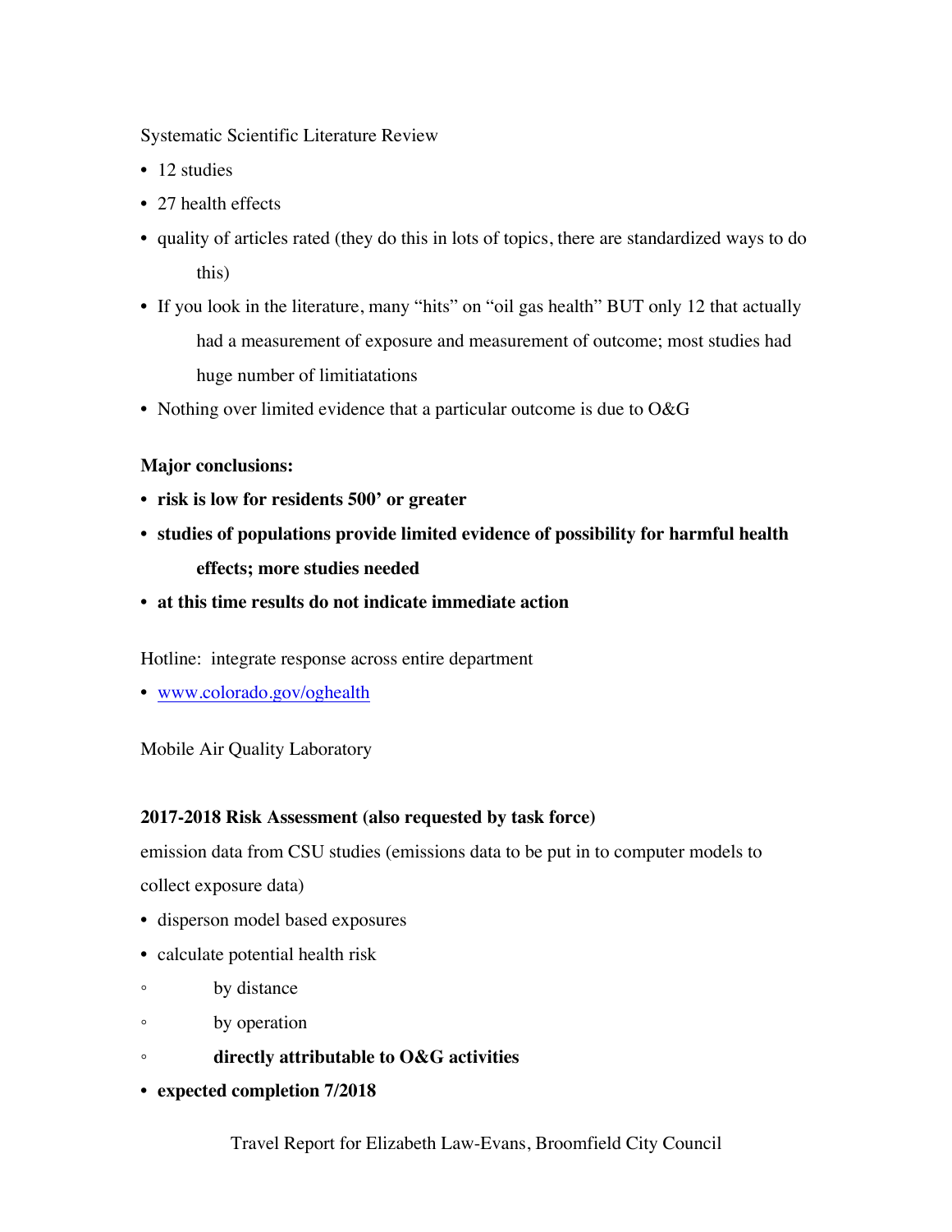Systematic Scientific Literature Review

- 12 studies
- 27 health effects
- quality of articles rated (they do this in lots of topics, there are standardized ways to do this)
- If you look in the literature, many "hits" on "oil gas health" BUT only 12 that actually had a measurement of exposure and measurement of outcome; most studies had huge number of limitiatations
- Nothing over limited evidence that a particular outcome is due to O&G

**Major conclusions:**

- **risk is low for residents 500' or greater**
- **studies of populations provide limited evidence of possibility for harmful health effects; more studies needed**
- **at this time results do not indicate immediate action**

Hotline: integrate response across entire department

- [www.colorado.gov/oghealth](www.colorado.gov/oghealth)

Mobile Air Quality Laboratory

**2017-2018 Risk Assessment (also requested by task force)**

emission data from CSU studies (emissions data to be put in to computer models to collect exposure data)

- disperson model based exposures
- calculate potential health risk
    - by distance
    - by operation
    - **directly attributable to O&G activities**
- **expected completion 7/2018**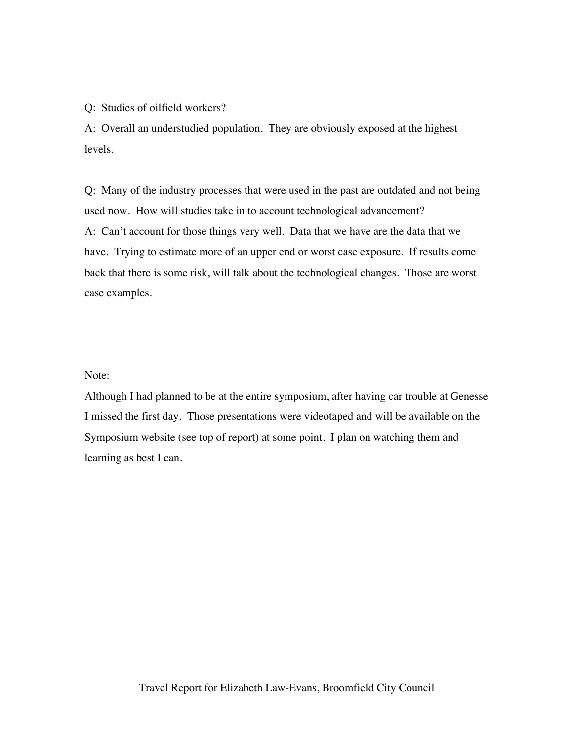Q: Studies of oilfield workers?

A: Overall an understudied population. They are obviously exposed at the highest levels.

Q: Many of the industry processes that were used in the past are outdated and not being used now. How will studies take in to account technological advancement?

A: Can't account for those things very well. Data that we have are the data that we have. Trying to estimate more of an upper end or worst case exposure. If results come back that there is some risk, will talk about the technological changes. Those are worst case examples.

Note:

Although I had planned to be at the entire symposium, after having car trouble at Genesse I missed the first day. Those presentations were videotaped and will be available on the Symposium website (see top of report) at some point. I plan on watching them and learning as best I can.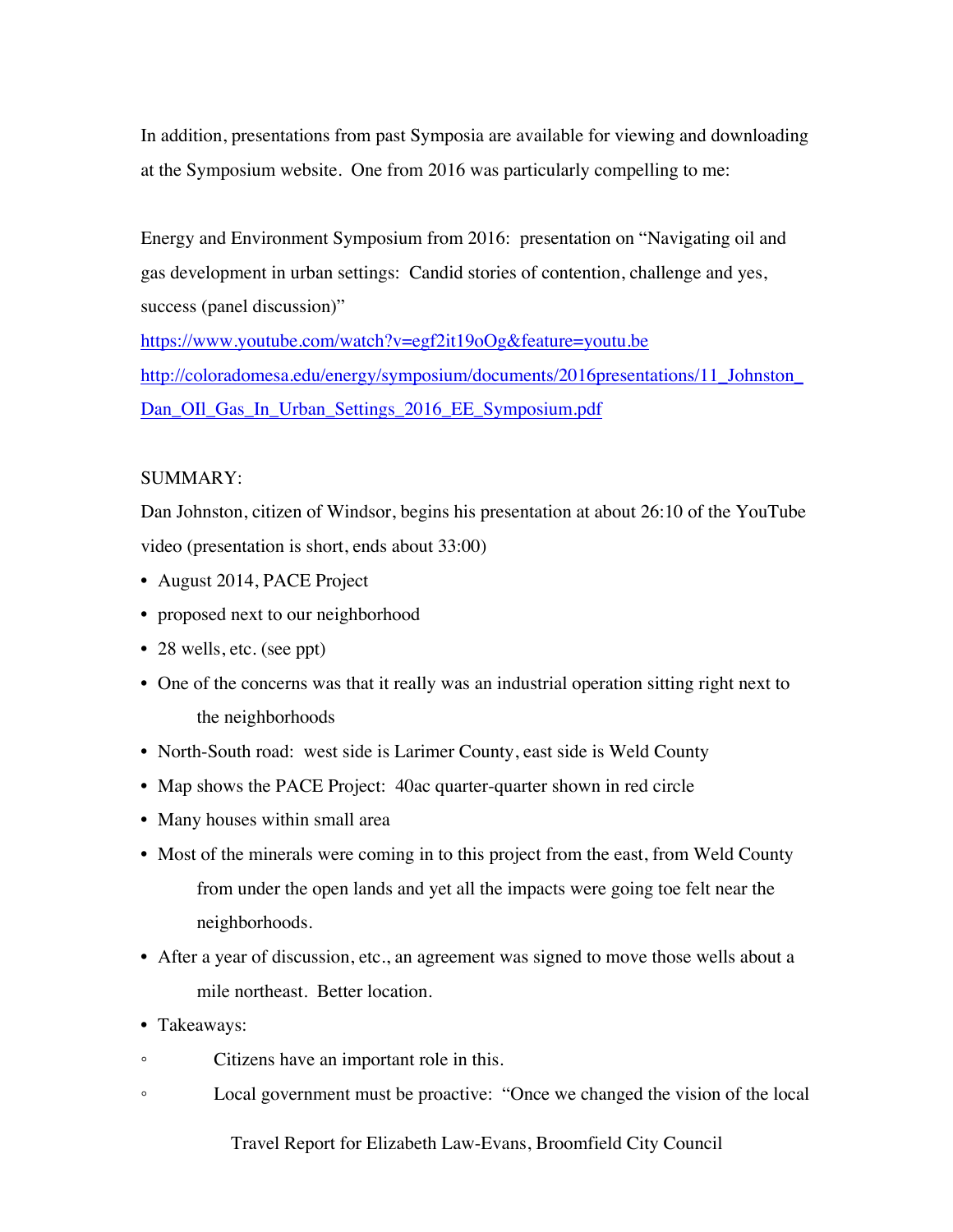In addition, presentations from past Symposia are available for viewing and downloading at the Symposium website. One from 2016 was particularly compelling to me:

Energy and Environment Symposium from 2016: presentation on "Navigating oil and gas development in urban settings: Candid stories of contention, challenge and yes, success (panel discussion)"
https://www.youtube.com/watch?v=egf2it19oOg&feature=youtu.be
http://coloradomesa.edu/energy/symposium/documents/2016presentations/11_Johnston_Dan_OIl_Gas_In_Urban_Settings_2016_EE_Symposium.pdf

SUMMARY:

Dan Johnston, citizen of Windsor, begins his presentation at about 26:10 of the YouTube video (presentation is short, ends about 33:00)

- August 2014, PACE Project
- proposed next to our neighborhood
- 28 wells, etc. (see ppt)
- One of the concerns was that it really was an industrial operation sitting right next to the neighborhoods
- North-South road: west side is Larimer County, east side is Weld County
- Map shows the PACE Project: 40ac quarter-quarter shown in red circle
- Many houses within small area
- Most of the minerals were coming in to this project from the east, from Weld County from under the open lands and yet all the impacts were going toe felt near the neighborhoods.
- After a year of discussion, etc., an agreement was signed to move those wells about a mile northeast. Better location.
- Takeaways:
  - Citizens have an important role in this.
  - Local government must be proactive: "Once we changed the vision of the local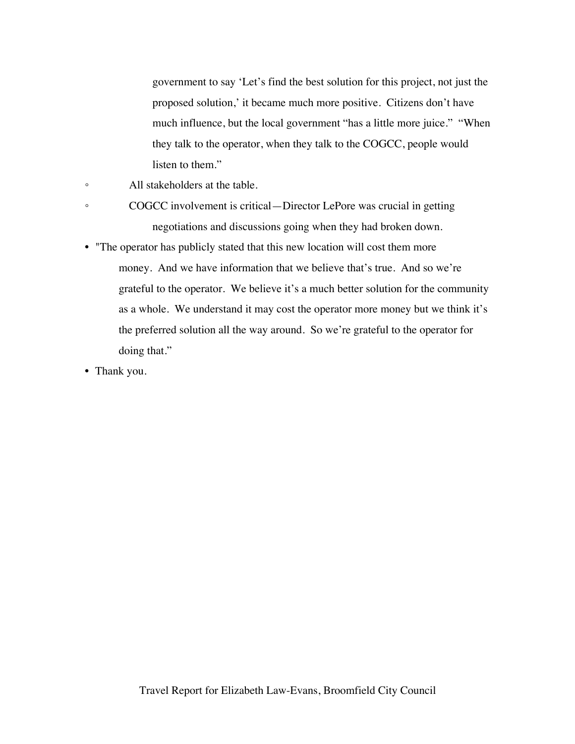government to say 'Let's find the best solution for this project, not just the proposed solution,' it became much more positive. Citizens don't have much influence, but the local government "has a little more juice." "When they talk to the operator, when they talk to the COGCC, people would listen to them."

  - All stakeholders at the table.
  - COGCC involvement is critical—Director LePore was crucial in getting negotiations and discussions going when they had broken down.

- "The operator has publicly stated that this new location will cost them more money. And we have information that we believe that's true. And so we're grateful to the operator. We believe it's a much better solution for the community as a whole. We understand it may cost the operator more money but we think it's the preferred solution all the way around. So we're grateful to the operator for doing that."
- Thank you.